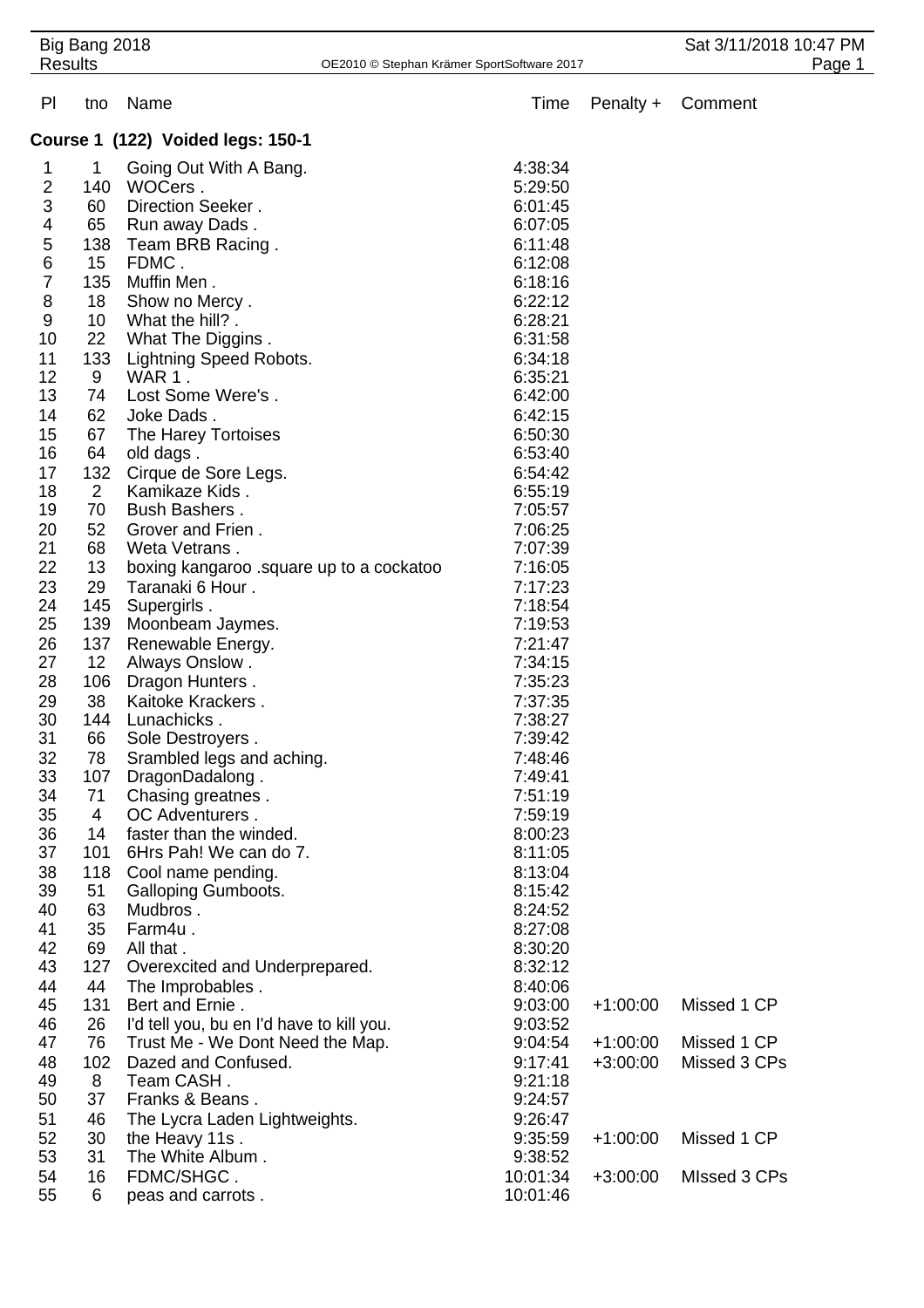Big Bang 2018

Results

OE2010 © Stephan Krämer SportSoftware 2017

Sat 3/11/2018 10:47 PM

## Course 1 (122) Voided legs: 150-1

| Pl | tno | Name | Time | Penalty + | Comment |
|---|---|---|---|---|---|
| 1 | 1 | Going Out With A Bang. | 4:38:34 | | |
| 2 | 140 | WOCers . | 5:29:50 | | |
| 3 | 60 | Direction Seeker . | 6:01:45 | | |
| 4 | 65 | Run away Dads . | 6:07:05 | | |
| 5 | 138 | Team BRB Racing . | 6:11:48 | | |
| 6 | 15 | FDMC . | 6:12:08 | | |
| 7 | 135 | Muffin Men . | 6:18:16 | | |
| 8 | 18 | Show no Mercy . | 6:22:12 | | |
| 9 | 10 | What the hill? . | 6:28:21 | | |
| 10 | 22 | What The Diggins . | 6:31:58 | | |
| 11 | 133 | Lightning Speed Robots. | 6:34:18 | | |
| 12 | 9 | WAR 1 . | 6:35:21 | | |
| 13 | 74 | Lost Some Were's . | 6:42:00 | | |
| 14 | 62 | Joke Dads . | 6:42:15 | | |
| 15 | 67 | The Harey Tortoises | 6:50:30 | | |
| 16 | 64 | old dags . | 6:53:40 | | |
| 17 | 132 | Cirque de Sore Legs. | 6:54:42 | | |
| 18 | 2 | Kamikaze Kids . | 6:55:19 | | |
| 19 | 70 | Bush Bashers . | 7:05:57 | | |
| 20 | 52 | Grover and Frien . | 7:06:25 | | |
| 21 | 68 | Weta Vetrans . | 7:07:39 | | |
| 22 | 13 | boxing kangaroo .square up to a cockatoo | 7:16:05 | | |
| 23 | 29 | Taranaki 6 Hour . | 7:17:23 | | |
| 24 | 145 | Supergirls . | 7:18:54 | | |
| 25 | 139 | Moonbeam Jaymes. | 7:19:53 | | |
| 26 | 137 | Renewable Energy. | 7:21:47 | | |
| 27 | 12 | Always Onslow . | 7:34:15 | | |
| 28 | 106 | Dragon Hunters . | 7:35:23 | | |
| 29 | 38 | Kaitoke Krackers . | 7:37:35 | | |
| 30 | 144 | Lunachicks . | 7:38:27 | | |
| 31 | 66 | Sole Destroyers . | 7:39:42 | | |
| 32 | 78 | Srambled legs and aching. | 7:48:46 | | |
| 33 | 107 | DragonDadalong . | 7:49:41 | | |
| 34 | 71 | Chasing greatnes . | 7:51:19 | | |
| 35 | 4 | OC Adventurers . | 7:59:19 | | |
| 36 | 14 | faster than the winded. | 8:00:23 | | |
| 37 | 101 | 6Hrs Pah! We can do 7. | 8:11:05 | | |
| 38 | 118 | Cool name pending. | 8:13:04 | | |
| 39 | 51 | Galloping Gumboots. | 8:15:42 | | |
| 40 | 63 | Mudbros . | 8:24:52 | | |
| 41 | 35 | Farm4u . | 8:27:08 | | |
| 42 | 69 | All that . | 8:30:20 | | |
| 43 | 127 | Overexcited and Underprepared. | 8:32:12 | | |
| 44 | 44 | The Improbables . | 8:40:06 | | |
| 45 | 131 | Bert and Ernie . | 9:03:00 | +1:00:00 | Missed 1 CP |
| 46 | 26 | I'd tell you, bu en I'd have to kill you. | 9:03:52 | | |
| 47 | 76 | Trust Me - We Dont Need the Map. | 9:04:54 | +1:00:00 | Missed 1 CP |
| 48 | 102 | Dazed and Confused. | 9:17:41 | +3:00:00 | Missed 3 CPs |
| 49 | 8 | Team CASH . | 9:21:18 | | |
| 50 | 37 | Franks & Beans . | 9:24:57 | | |
| 51 | 46 | The Lycra Laden Lightweights. | 9:26:47 | | |
| 52 | 30 | the Heavy 11s . | 9:35:59 | +1:00:00 | Missed 1 CP |
| 53 | 31 | The White Album . | 9:38:52 | | |
| 54 | 16 | FDMC/SHGC . | 10:01:34 | +3:00:00 | MIssed 3 CPs |
| 55 | 6 | peas and carrots . | 10:01:46 | | |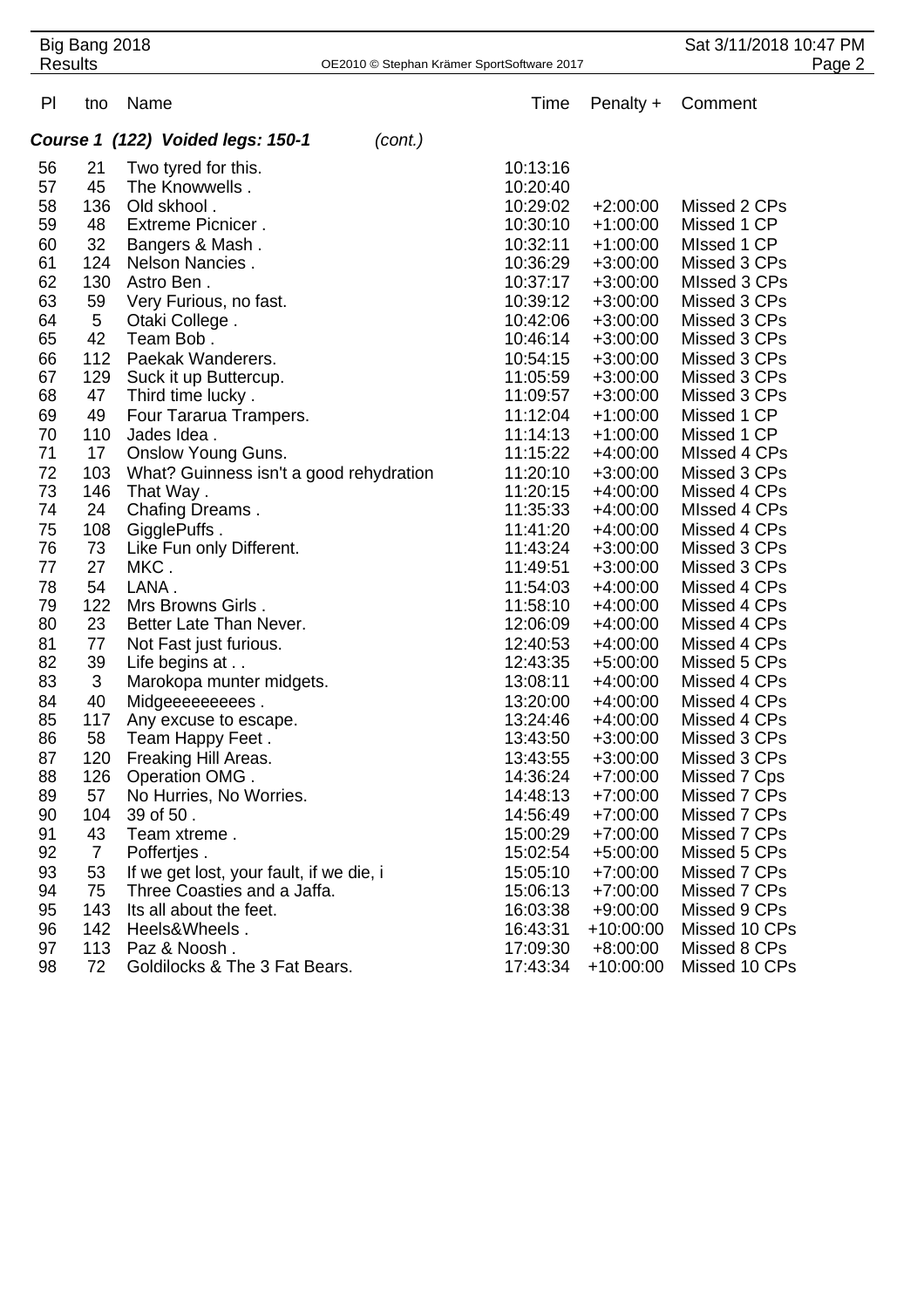| Pl | tno | Name | Time | Penalty + | Comment |
|---|---|---|---|---|---|

***Course 1 (122) Voided legs: 150-1*** *(cont.)*

| Pl | tno | Name | Time | Penalty + | Comment |
|---|---|---|---|---|---|
| 56 | 21 | Two tyred for this. | 10:13:16 | | |
| 57 | 45 | The Knowwells . | 10:20:40 | | |
| 58 | 136 | Old skhool . | 10:29:02 | +2:00:00 | Missed 2 CPs |
| 59 | 48 | Extreme Picnicer . | 10:30:10 | +1:00:00 | Missed 1 CP |
| 60 | 32 | Bangers & Mash . | 10:32:11 | +1:00:00 | MIssed 1 CP |
| 61 | 124 | Nelson Nancies . | 10:36:29 | +3:00:00 | Missed 3 CPs |
| 62 | 130 | Astro Ben . | 10:37:17 | +3:00:00 | MIssed 3 CPs |
| 63 | 59 | Very Furious, no fast. | 10:39:12 | +3:00:00 | Missed 3 CPs |
| 64 | 5 | Otaki College . | 10:42:06 | +3:00:00 | Missed 3 CPs |
| 65 | 42 | Team Bob . | 10:46:14 | +3:00:00 | Missed 3 CPs |
| 66 | 112 | Paekak Wanderers. | 10:54:15 | +3:00:00 | Missed 3 CPs |
| 67 | 129 | Suck it up Buttercup. | 11:05:59 | +3:00:00 | Missed 3 CPs |
| 68 | 47 | Third time lucky . | 11:09:57 | +3:00:00 | Missed 3 CPs |
| 69 | 49 | Four Tararua Trampers. | 11:12:04 | +1:00:00 | Missed 1 CP |
| 70 | 110 | Jades Idea . | 11:14:13 | +1:00:00 | Missed 1 CP |
| 71 | 17 | Onslow Young Guns. | 11:15:22 | +4:00:00 | MIssed 4 CPs |
| 72 | 103 | What? Guinness isn't a good rehydration | 11:20:10 | +3:00:00 | Missed 3 CPs |
| 73 | 146 | That Way . | 11:20:15 | +4:00:00 | Missed 4 CPs |
| 74 | 24 | Chafing Dreams . | 11:35:33 | +4:00:00 | MIssed 4 CPs |
| 75 | 108 | GigglePuffs . | 11:41:20 | +4:00:00 | Missed 4 CPs |
| 76 | 73 | Like Fun only Different. | 11:43:24 | +3:00:00 | Missed 3 CPs |
| 77 | 27 | MKC . | 11:49:51 | +3:00:00 | Missed 3 CPs |
| 78 | 54 | LANA . | 11:54:03 | +4:00:00 | Missed 4 CPs |
| 79 | 122 | Mrs Browns Girls . | 11:58:10 | +4:00:00 | Missed 4 CPs |
| 80 | 23 | Better Late Than Never. | 12:06:09 | +4:00:00 | Missed 4 CPs |
| 81 | 77 | Not Fast just furious. | 12:40:53 | +4:00:00 | Missed 4 CPs |
| 82 | 39 | Life begins at . . | 12:43:35 | +5:00:00 | Missed 5 CPs |
| 83 | 3 | Marokopa munter midgets. | 13:08:11 | +4:00:00 | Missed 4 CPs |
| 84 | 40 | Midgeeeeeeeees . | 13:20:00 | +4:00:00 | Missed 4 CPs |
| 85 | 117 | Any excuse to escape. | 13:24:46 | +4:00:00 | Missed 4 CPs |
| 86 | 58 | Team Happy Feet . | 13:43:50 | +3:00:00 | Missed 3 CPs |
| 87 | 120 | Freaking Hill Areas. | 13:43:55 | +3:00:00 | Missed 3 CPs |
| 88 | 126 | Operation OMG . | 14:36:24 | +7:00:00 | Missed 7 Cps |
| 89 | 57 | No Hurries, No Worries. | 14:48:13 | +7:00:00 | Missed 7 CPs |
| 90 | 104 | 39 of 50 . | 14:56:49 | +7:00:00 | Missed 7 CPs |
| 91 | 43 | Team xtreme . | 15:00:29 | +7:00:00 | Missed 7 CPs |
| 92 | 7 | Poffertjes . | 15:02:54 | +5:00:00 | Missed 5 CPs |
| 93 | 53 | If we get lost, your fault, if we die, i | 15:05:10 | +7:00:00 | Missed 7 CPs |
| 94 | 75 | Three Coasties and a Jaffa. | 15:06:13 | +7:00:00 | Missed 7 CPs |
| 95 | 143 | Its all about the feet. | 16:03:38 | +9:00:00 | Missed 9 CPs |
| 96 | 142 | Heels&Wheels . | 16:43:31 | +10:00:00 | Missed 10 CPs |
| 97 | 113 | Paz & Noosh . | 17:09:30 | +8:00:00 | Missed 8 CPs |
| 98 | 72 | Goldilocks & The 3 Fat Bears. | 17:43:34 | +10:00:00 | Missed 10 CPs |